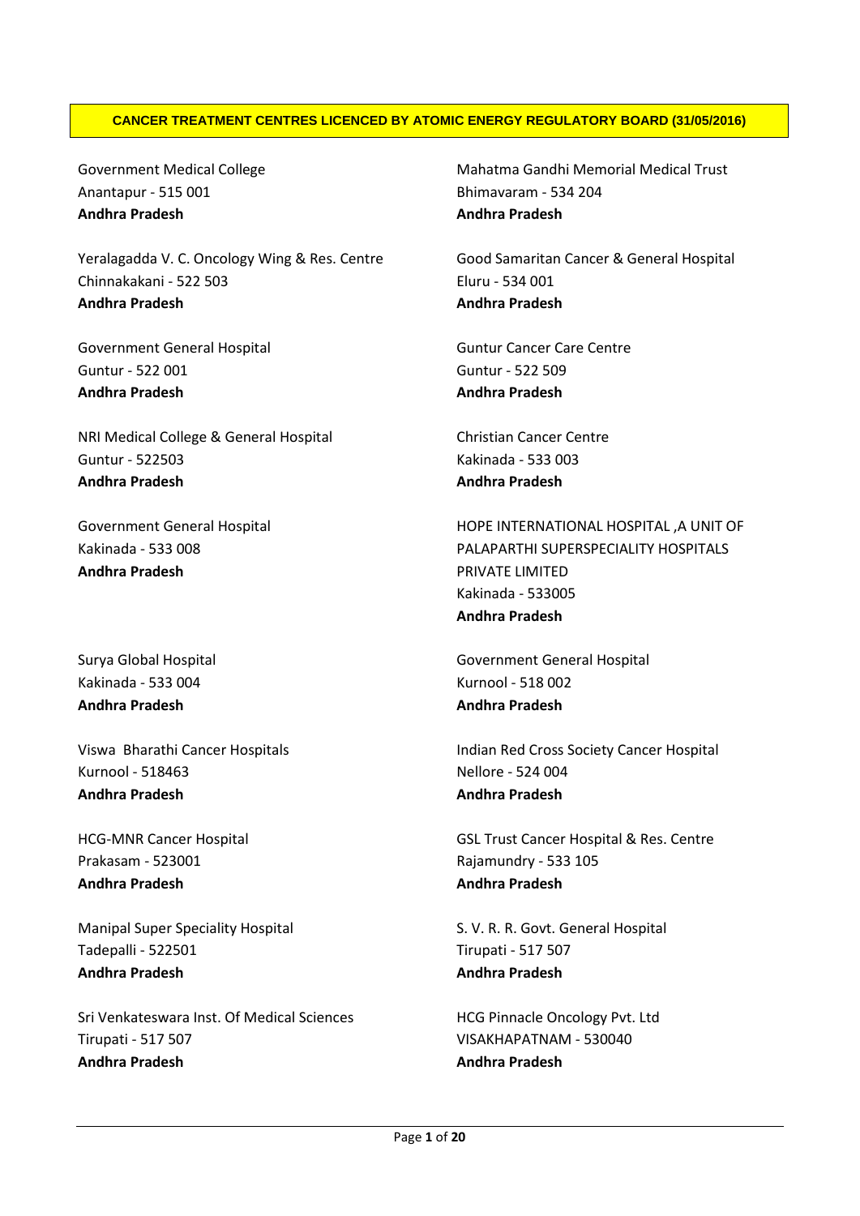**CANCER TREATMENT CENTRES LICENCED BY ATOMIC ENERGY REGULATORY BOARD (31/05/2016)**

Government Medical College
Anantapur - 515 001
**Andhra Pradesh**

Yeralagadda V. C. Oncology Wing & Res. Centre
Chinnakakani - 522 503
**Andhra Pradesh**

Government General Hospital
Guntur - 522 001
**Andhra Pradesh**

NRI Medical College & General Hospital
Guntur - 522503
**Andhra Pradesh**

Government General Hospital
Kakinada - 533 008
**Andhra Pradesh**

Surya Global Hospital
Kakinada - 533 004
**Andhra Pradesh**

Viswa Bharathi Cancer Hospitals
Kurnool - 518463
**Andhra Pradesh**

HCG-MNR Cancer Hospital
Prakasam - 523001
**Andhra Pradesh**

Manipal Super Speciality Hospital
Tadepalli - 522501
**Andhra Pradesh**

Sri Venkateswara Inst. Of Medical Sciences
Tirupati - 517 507
**Andhra Pradesh**

Mahatma Gandhi Memorial Medical Trust
Bhimavaram - 534 204
**Andhra Pradesh**

Good Samaritan Cancer & General Hospital
Eluru - 534 001
**Andhra Pradesh**

Guntur Cancer Care Centre
Guntur - 522 509
**Andhra Pradesh**

Christian Cancer Centre
Kakinada - 533 003
**Andhra Pradesh**

HOPE INTERNATIONAL HOSPITAL ,A UNIT OF PALAPARTHI SUPERSPECIALITY HOSPITALS PRIVATE LIMITED
Kakinada - 533005
**Andhra Pradesh**

Government General Hospital
Kurnool - 518 002
**Andhra Pradesh**

Indian Red Cross Society Cancer Hospital
Nellore - 524 004
**Andhra Pradesh**

GSL Trust Cancer Hospital & Res. Centre
Rajamundry - 533 105
**Andhra Pradesh**

S. V. R. R. Govt. General Hospital
Tirupati - 517 507
**Andhra Pradesh**

HCG Pinnacle Oncology Pvt. Ltd
VISAKHAPATNAM - 530040
**Andhra Pradesh**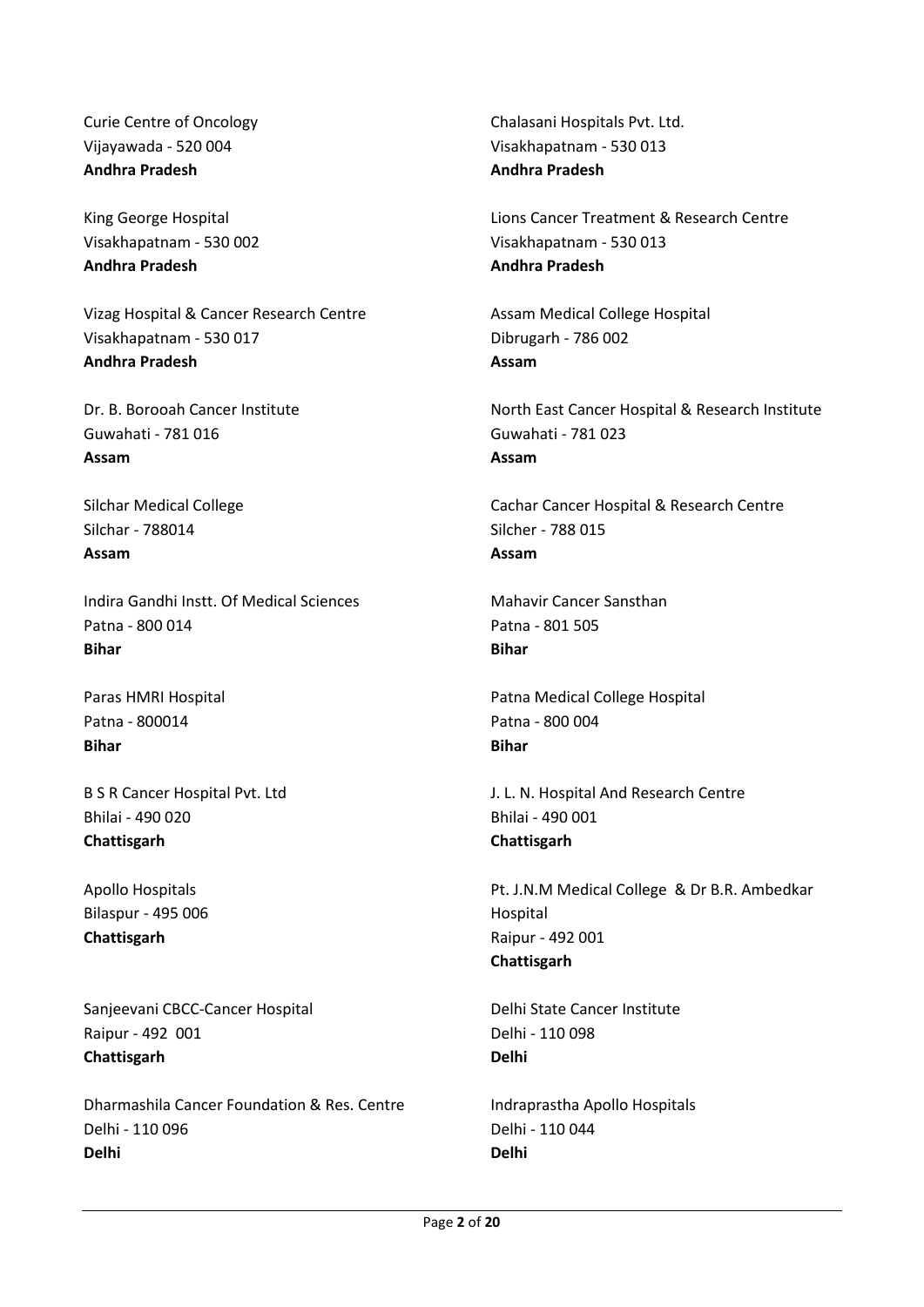Curie Centre of Oncology
Vijayawada - 520 004
**Andhra Pradesh**

Chalasani Hospitals Pvt. Ltd.
Visakhapatnam - 530 013
**Andhra Pradesh**

King George Hospital
Visakhapatnam - 530 002
**Andhra Pradesh**

Lions Cancer Treatment & Research Centre
Visakhapatnam - 530 013
**Andhra Pradesh**

Vizag Hospital & Cancer Research Centre
Visakhapatnam - 530 017
**Andhra Pradesh**

Assam Medical College Hospital
Dibrugarh - 786 002
**Assam**

Dr. B. Borooah Cancer Institute
Guwahati - 781 016
**Assam**

North East Cancer Hospital & Research Institute
Guwahati - 781 023
**Assam**

Silchar Medical College
Silchar - 788014
**Assam**

Cachar Cancer Hospital & Research Centre
Silcher - 788 015
**Assam**

Indira Gandhi Instt. Of Medical Sciences
Patna - 800 014
**Bihar**

Mahavir Cancer Sansthan
Patna - 801 505
**Bihar**

Paras HMRI Hospital
Patna - 800014
**Bihar**

Patna Medical College Hospital
Patna - 800 004
**Bihar**

B S R Cancer Hospital Pvt. Ltd
Bhilai - 490 020
**Chattisgarh**

J. L. N. Hospital And Research Centre
Bhilai - 490 001
**Chattisgarh**

Apollo Hospitals
Bilaspur - 495 006
**Chattisgarh**

Pt. J.N.M Medical College & Dr B.R. Ambedkar Hospital
Raipur - 492 001
**Chattisgarh**

Sanjeevani CBCC-Cancer Hospital
Raipur - 492 001
**Chattisgarh**

Delhi State Cancer Institute
Delhi - 110 098
**Delhi**

Dharmashila Cancer Foundation & Res. Centre
Delhi - 110 096
**Delhi**

Indraprastha Apollo Hospitals
Delhi - 110 044
**Delhi**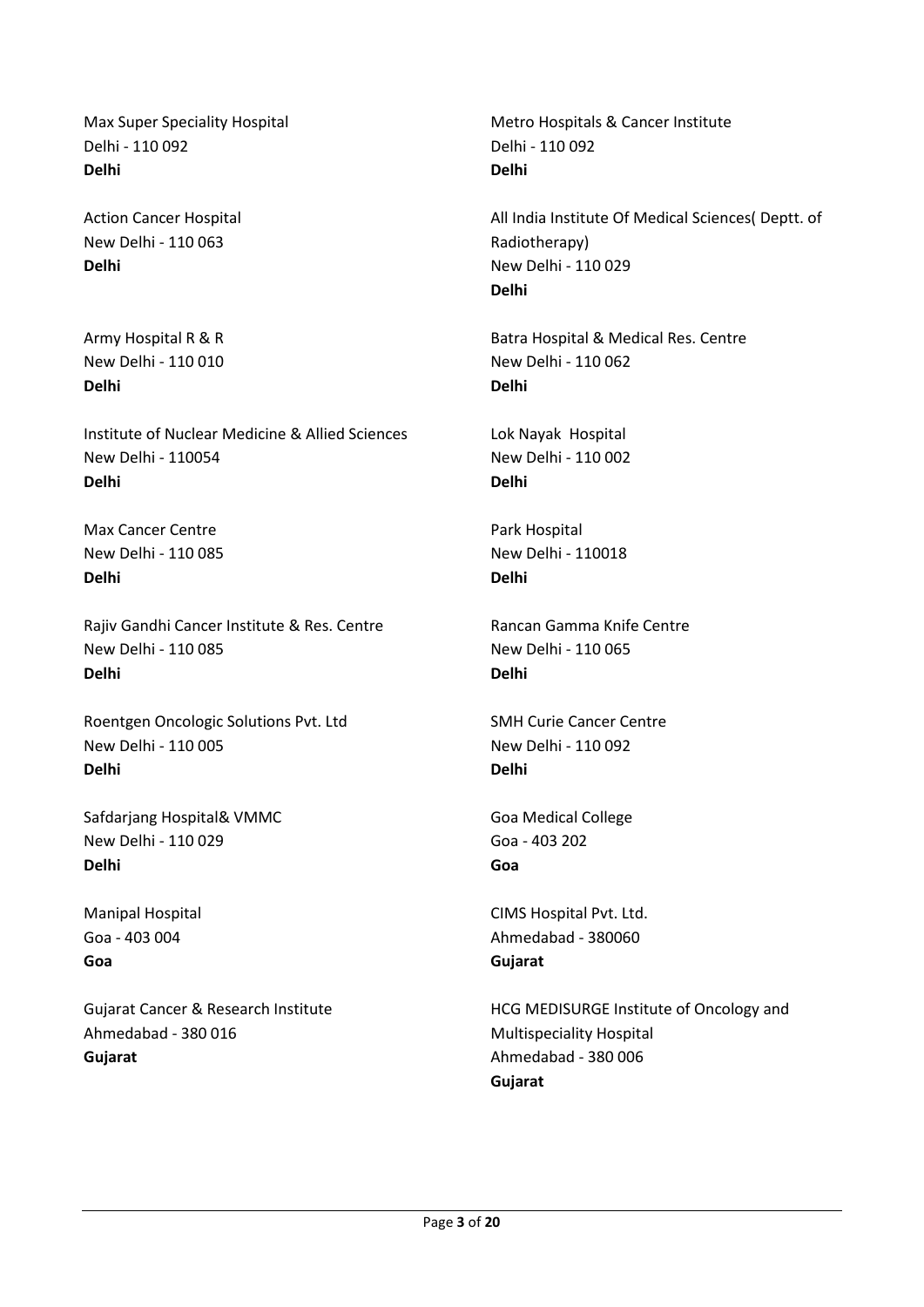Max Super Speciality Hospital
Delhi - 110 092
**Delhi**

Metro Hospitals & Cancer Institute
Delhi - 110 092
**Delhi**

Action Cancer Hospital
New Delhi - 110 063
**Delhi**

All India Institute Of Medical Sciences( Deptt. of Radiotherapy)
New Delhi - 110 029
**Delhi**

Army Hospital R & R
New Delhi - 110 010
**Delhi**

Batra Hospital & Medical Res. Centre
New Delhi - 110 062
**Delhi**

Institute of Nuclear Medicine & Allied Sciences
New Delhi - 110054
**Delhi**

Lok Nayak Hospital
New Delhi - 110 002
**Delhi**

Max Cancer Centre
New Delhi - 110 085
**Delhi**

Park Hospital
New Delhi - 110018
**Delhi**

Rajiv Gandhi Cancer Institute & Res. Centre
New Delhi - 110 085
**Delhi**

Rancan Gamma Knife Centre
New Delhi - 110 065
**Delhi**

Roentgen Oncologic Solutions Pvt. Ltd
New Delhi - 110 005
**Delhi**

SMH Curie Cancer Centre
New Delhi - 110 092
**Delhi**

Safdarjang Hospital& VMMC
New Delhi - 110 029
**Delhi**

Goa Medical College
Goa - 403 202
**Goa**

Manipal Hospital
Goa - 403 004
**Goa**

CIMS Hospital Pvt. Ltd.
Ahmedabad - 380060
**Gujarat**

Gujarat Cancer & Research Institute
Ahmedabad - 380 016
**Gujarat**

HCG MEDISURGE Institute of Oncology and Multispeciality Hospital
Ahmedabad - 380 006
**Gujarat**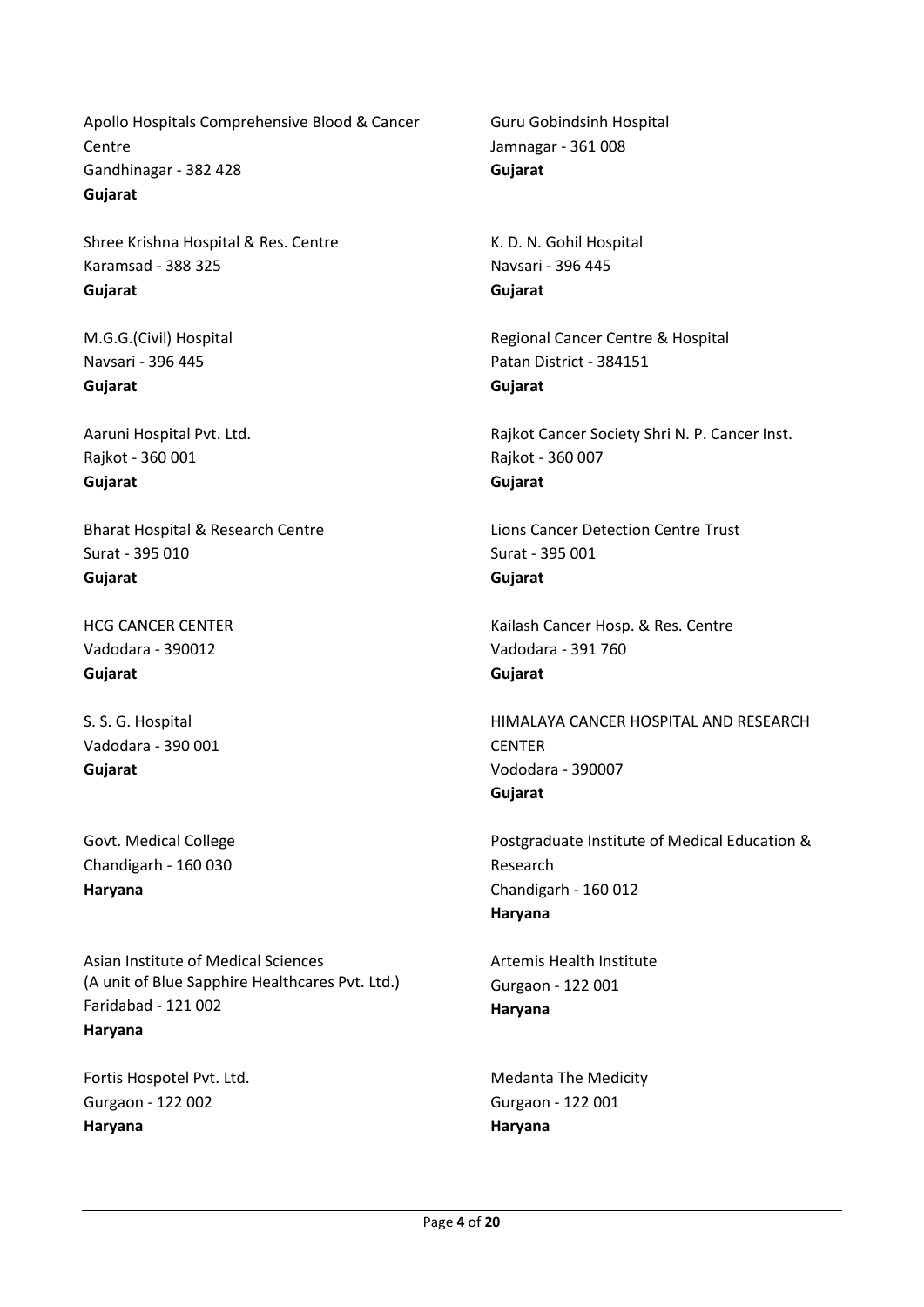Apollo Hospitals Comprehensive Blood & Cancer Centre
Gandhinagar - 382 428
**Gujarat**

Guru Gobindsinh Hospital
Jamnagar - 361 008
**Gujarat**

Shree Krishna Hospital & Res. Centre
Karamsad - 388 325
**Gujarat**

K. D. N. Gohil Hospital
Navsari - 396 445
**Gujarat**

M.G.G.(Civil) Hospital
Navsari - 396 445
**Gujarat**

Regional Cancer Centre & Hospital
Patan District - 384151
**Gujarat**

Aaruni Hospital Pvt. Ltd.
Rajkot - 360 001
**Gujarat**

Rajkot Cancer Society Shri N. P. Cancer Inst.
Rajkot - 360 007
**Gujarat**

Bharat Hospital & Research Centre
Surat - 395 010
**Gujarat**

Lions Cancer Detection Centre Trust
Surat - 395 001
**Gujarat**

HCG CANCER CENTER
Vadodara - 390012
**Gujarat**

Kailash Cancer Hosp. & Res. Centre
Vadodara - 391 760
**Gujarat**

S. S. G. Hospital
Vadodara - 390 001
**Gujarat**

HIMALAYA CANCER HOSPITAL AND RESEARCH CENTER
Vododara - 390007
**Gujarat**

Govt. Medical College
Chandigarh - 160 030
**Haryana**

Postgraduate Institute of Medical Education & Research
Chandigarh - 160 012
**Haryana**

Asian Institute of Medical Sciences
(A unit of Blue Sapphire Healthcares Pvt. Ltd.)
Faridabad - 121 002
**Haryana**

Artemis Health Institute
Gurgaon - 122 001
**Haryana**

Fortis Hospotel Pvt. Ltd.
Gurgaon - 122 002
**Haryana**

Medanta The Medicity
Gurgaon - 122 001
**Haryana**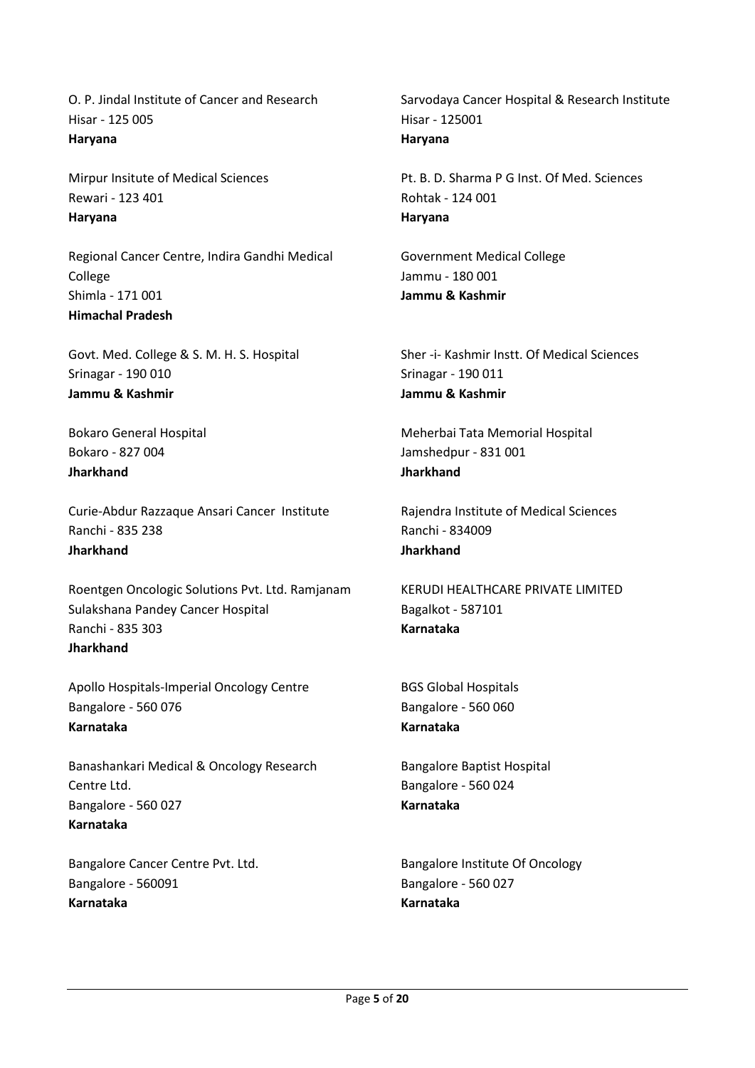O. P. Jindal Institute of Cancer and Research
Hisar - 125 005
**Haryana**

Sarvodaya Cancer Hospital & Research Institute
Hisar - 125001
**Haryana**

Mirpur Insitute of Medical Sciences
Rewari - 123 401
**Haryana**

Pt. B. D. Sharma P G Inst. Of Med. Sciences
Rohtak - 124 001
**Haryana**

Regional Cancer Centre, Indira Gandhi Medical College
Shimla - 171 001
**Himachal Pradesh**

Government Medical College
Jammu - 180 001
**Jammu & Kashmir**

Govt. Med. College & S. M. H. S. Hospital
Srinagar - 190 010
**Jammu & Kashmir**

Sher -i- Kashmir Instt. Of Medical Sciences
Srinagar - 190 011
**Jammu & Kashmir**

Bokaro General Hospital
Bokaro - 827 004
**Jharkhand**

Meherbai Tata Memorial Hospital
Jamshedpur - 831 001
**Jharkhand**

Curie-Abdur Razzaque Ansari Cancer Institute
Ranchi - 835 238
**Jharkhand**

Rajendra Institute of Medical Sciences
Ranchi - 834009
**Jharkhand**

Roentgen Oncologic Solutions Pvt. Ltd. Ramjanam Sulakshana Pandey Cancer Hospital
Ranchi - 835 303
**Jharkhand**

KERUDI HEALTHCARE PRIVATE LIMITED
Bagalkot - 587101
**Karnataka**

Apollo Hospitals-Imperial Oncology Centre
Bangalore - 560 076
**Karnataka**

BGS Global Hospitals
Bangalore - 560 060
**Karnataka**

Banashankari Medical & Oncology Research Centre Ltd.
Bangalore - 560 027
**Karnataka**

Bangalore Baptist Hospital
Bangalore - 560 024
**Karnataka**

Bangalore Cancer Centre Pvt. Ltd.
Bangalore - 560091
**Karnataka**

Bangalore Institute Of Oncology
Bangalore - 560 027
**Karnataka**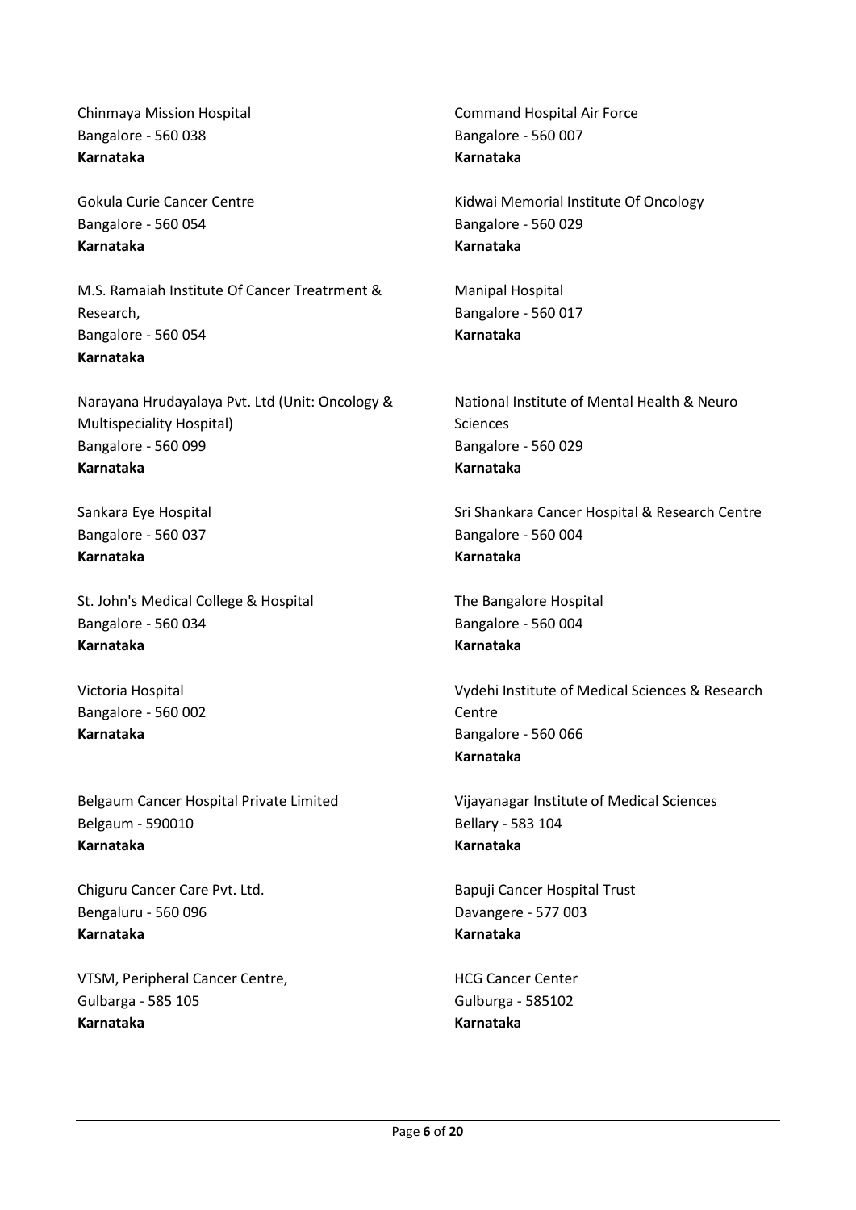Chinmaya Mission Hospital
Bangalore - 560 038
**Karnataka**

Command Hospital Air Force
Bangalore - 560 007
**Karnataka**

Gokula Curie Cancer Centre
Bangalore - 560 054
**Karnataka**

Kidwai Memorial Institute Of Oncology
Bangalore - 560 029
**Karnataka**

M.S. Ramaiah Institute Of Cancer Treatrment & Research,
Bangalore - 560 054
**Karnataka**

Manipal Hospital
Bangalore - 560 017
**Karnataka**

Narayana Hrudayalaya Pvt. Ltd (Unit: Oncology & Multispeciality Hospital)
Bangalore - 560 099
**Karnataka**

National Institute of Mental Health & Neuro Sciences
Bangalore - 560 029
**Karnataka**

Sankara Eye Hospital
Bangalore - 560 037
**Karnataka**

Sri Shankara Cancer Hospital & Research Centre
Bangalore - 560 004
**Karnataka**

St. John's Medical College & Hospital
Bangalore - 560 034
**Karnataka**

The Bangalore Hospital
Bangalore - 560 004
**Karnataka**

Victoria Hospital
Bangalore - 560 002
**Karnataka**

Vydehi Institute of Medical Sciences & Research Centre
Bangalore - 560 066
**Karnataka**

Belgaum Cancer Hospital Private Limited
Belgaum - 590010
**Karnataka**

Vijayanagar Institute of Medical Sciences
Bellary - 583 104
**Karnataka**

Chiguru Cancer Care Pvt. Ltd.
Bengaluru - 560 096
**Karnataka**

Bapuji Cancer Hospital Trust
Davangere - 577 003
**Karnataka**

VTSM, Peripheral Cancer Centre,
Gulbarga - 585 105
**Karnataka**

HCG Cancer Center
Gulburga - 585102
**Karnataka**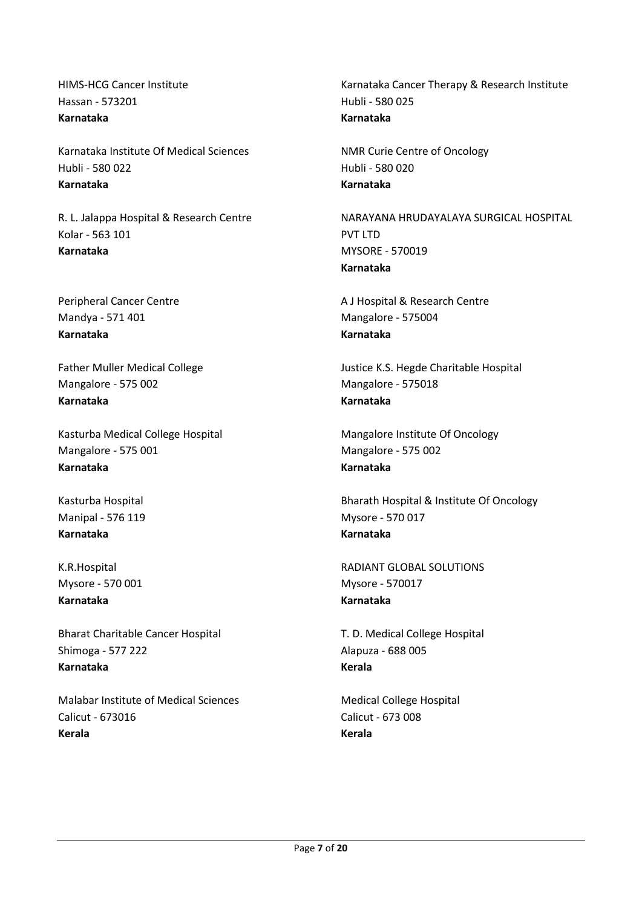HIMS-HCG Cancer Institute
Hassan - 573201
**Karnataka**

Karnataka Institute Of Medical Sciences
Hubli - 580 022
**Karnataka**

R. L. Jalappa Hospital & Research Centre
Kolar - 563 101
**Karnataka**

Peripheral Cancer Centre
Mandya - 571 401
**Karnataka**

Father Muller Medical College
Mangalore - 575 002
**Karnataka**

Kasturba Medical College Hospital
Mangalore - 575 001
**Karnataka**

Kasturba Hospital
Manipal - 576 119
**Karnataka**

K.R.Hospital
Mysore - 570 001
**Karnataka**

Bharat Charitable Cancer Hospital
Shimoga - 577 222
**Karnataka**

Malabar Institute of Medical Sciences
Calicut - 673016
**Kerala**

Karnataka Cancer Therapy & Research Institute
Hubli - 580 025
**Karnataka**

NMR Curie Centre of Oncology
Hubli - 580 020
**Karnataka**

NARAYANA HRUDAYALAYA SURGICAL HOSPITAL PVT LTD
MYSORE - 570019
**Karnataka**

A J Hospital & Research Centre
Mangalore - 575004
**Karnataka**

Justice K.S. Hegde Charitable Hospital
Mangalore - 575018
**Karnataka**

Mangalore Institute Of Oncology
Mangalore - 575 002
**Karnataka**

Bharath Hospital & Institute Of Oncology
Mysore - 570 017
**Karnataka**

RADIANT GLOBAL SOLUTIONS
Mysore - 570017
**Karnataka**

T. D. Medical College Hospital
Alapuza - 688 005
**Kerala**

Medical College Hospital
Calicut - 673 008
**Kerala**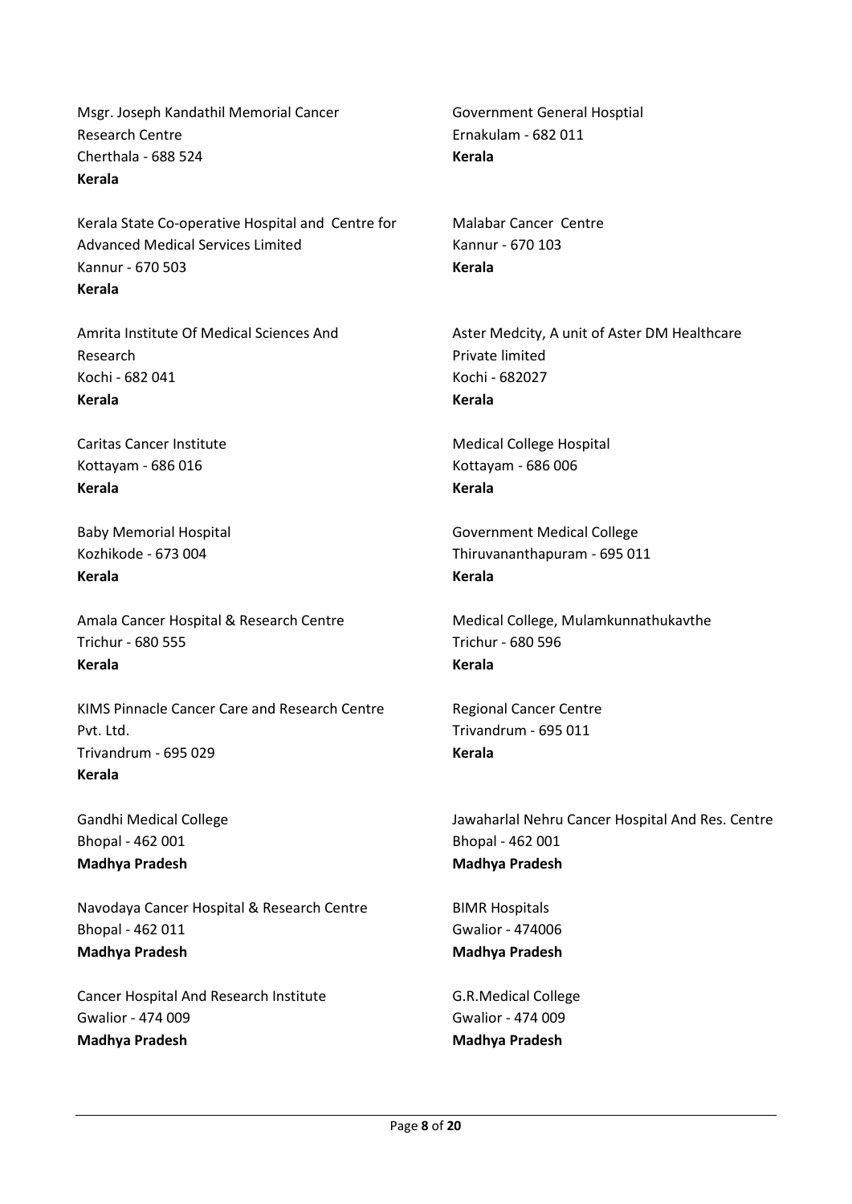Msgr. Joseph Kandathil Memorial Cancer Research Centre
Cherthala - 688 524
**Kerala**

Government General Hosptial
Ernakulam - 682 011
**Kerala**

Kerala State Co-operative Hospital and Centre for Advanced Medical Services Limited
Kannur - 670 503
**Kerala**

Malabar Cancer Centre
Kannur - 670 103
**Kerala**

Amrita Institute Of Medical Sciences And Research
Kochi - 682 041
**Kerala**

Aster Medcity, A unit of Aster DM Healthcare Private limited
Kochi - 682027
**Kerala**

Caritas Cancer Institute
Kottayam - 686 016
**Kerala**

Medical College Hospital
Kottayam - 686 006
**Kerala**

Baby Memorial Hospital
Kozhikode - 673 004
**Kerala**

Government Medical College
Thiruvananthapuram - 695 011
**Kerala**

Amala Cancer Hospital & Research Centre
Trichur - 680 555
**Kerala**

Medical College, Mulamkunnathukavthe
Trichur - 680 596
**Kerala**

KIMS Pinnacle Cancer Care and Research Centre Pvt. Ltd.
Trivandrum - 695 029
**Kerala**

Regional Cancer Centre
Trivandrum - 695 011
**Kerala**

Gandhi Medical College
Bhopal - 462 001
**Madhya Pradesh**

Jawaharlal Nehru Cancer Hospital And Res. Centre
Bhopal - 462 001
**Madhya Pradesh**

Navodaya Cancer Hospital & Research Centre
Bhopal - 462 011
**Madhya Pradesh**

BIMR Hospitals
Gwalior - 474006
**Madhya Pradesh**

Cancer Hospital And Research Institute
Gwalior - 474 009
**Madhya Pradesh**

G.R.Medical College
Gwalior - 474 009
**Madhya Pradesh**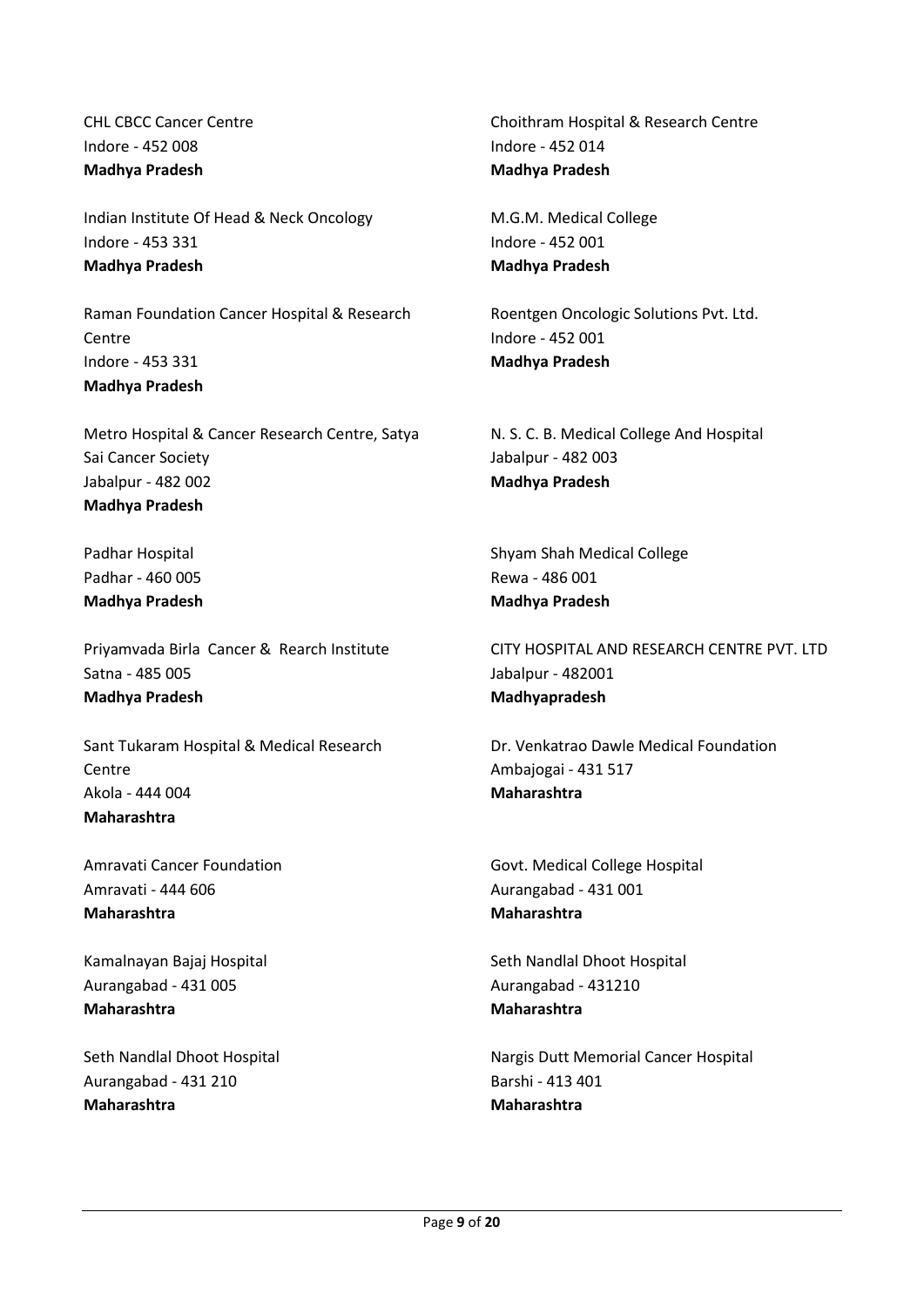CHL CBCC Cancer Centre
Indore - 452 008
**Madhya Pradesh**

Choithram Hospital & Research Centre
Indore - 452 014
**Madhya Pradesh**

Indian Institute Of Head & Neck Oncology
Indore - 453 331
**Madhya Pradesh**

M.G.M. Medical College
Indore - 452 001
**Madhya Pradesh**

Raman Foundation Cancer Hospital & Research Centre
Indore - 453 331
**Madhya Pradesh**

Roentgen Oncologic Solutions Pvt. Ltd.
Indore - 452 001
**Madhya Pradesh**

Metro Hospital & Cancer Research Centre, Satya Sai Cancer Society
Jabalpur - 482 002
**Madhya Pradesh**

N. S. C. B. Medical College And Hospital
Jabalpur - 482 003
**Madhya Pradesh**

Padhar Hospital
Padhar - 460 005
**Madhya Pradesh**

Shyam Shah Medical College
Rewa - 486 001
**Madhya Pradesh**

Priyamvada Birla Cancer & Rearch Institute
Satna - 485 005
**Madhya Pradesh**

CITY HOSPITAL AND RESEARCH CENTRE PVT. LTD
Jabalpur - 482001
**Madhyapradesh**

Sant Tukaram Hospital & Medical Research Centre
Akola - 444 004
**Maharashtra**

Dr. Venkatrao Dawle Medical Foundation
Ambajogai - 431 517
**Maharashtra**

Amravati Cancer Foundation
Amravati - 444 606
**Maharashtra**

Govt. Medical College Hospital
Aurangabad - 431 001
**Maharashtra**

Kamalnayan Bajaj Hospital
Aurangabad - 431 005
**Maharashtra**

Seth Nandlal Dhoot Hospital
Aurangabad - 431210
**Maharashtra**

Seth Nandlal Dhoot Hospital
Aurangabad - 431 210
**Maharashtra**

Nargis Dutt Memorial Cancer Hospital
Barshi - 413 401
**Maharashtra**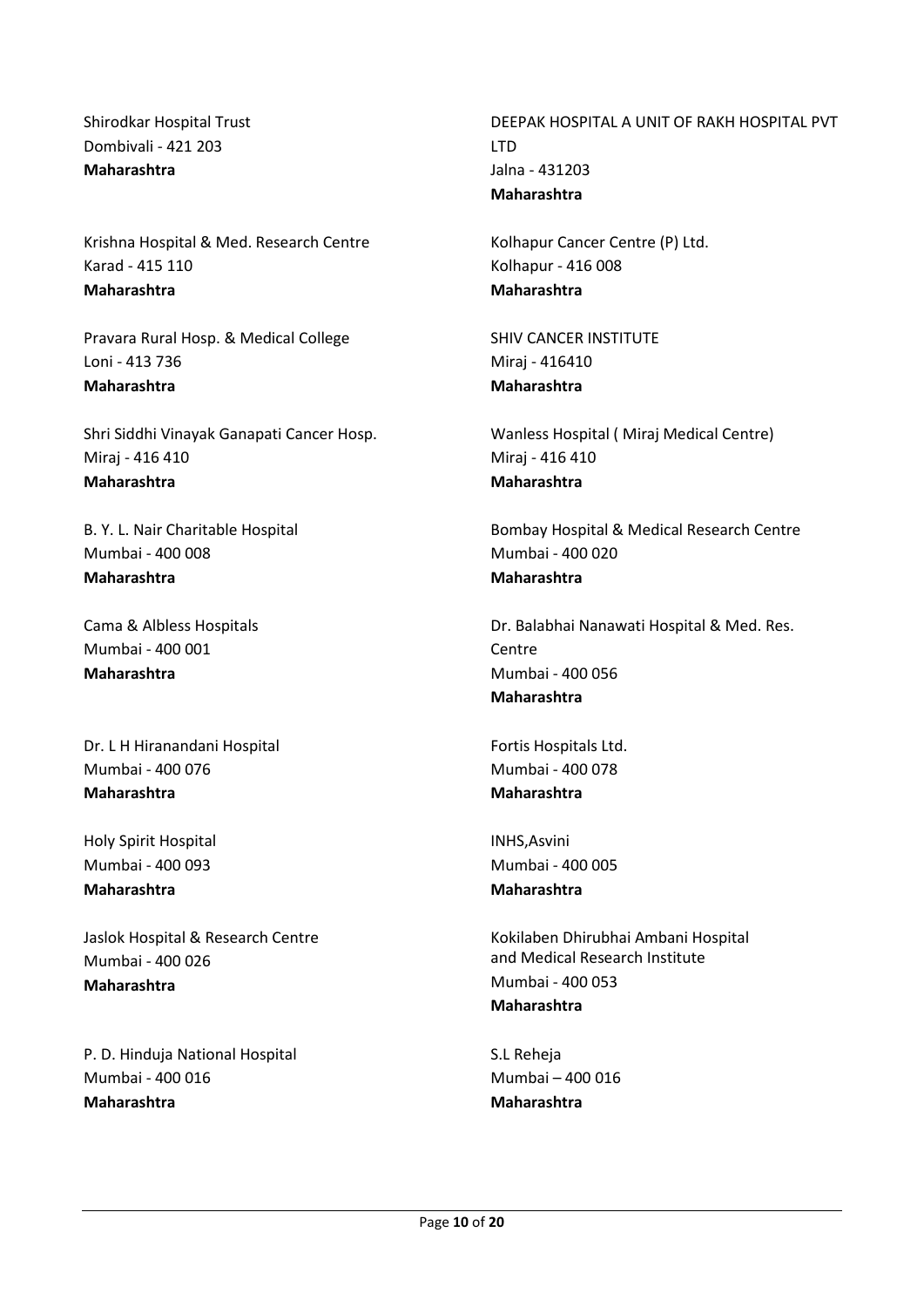Shirodkar Hospital Trust
Dombivali - 421 203
**Maharashtra**

DEEPAK HOSPITAL A UNIT OF RAKH HOSPITAL PVT LTD
Jalna - 431203
**Maharashtra**

Krishna Hospital & Med. Research Centre
Karad - 415 110
**Maharashtra**

Kolhapur Cancer Centre (P) Ltd.
Kolhapur - 416 008
**Maharashtra**

Pravara Rural Hosp. & Medical College
Loni - 413 736
**Maharashtra**

SHIV CANCER INSTITUTE
Miraj - 416410
**Maharashtra**

Shri Siddhi Vinayak Ganapati Cancer Hosp.
Miraj - 416 410
**Maharashtra**

Wanless Hospital ( Miraj Medical Centre)
Miraj - 416 410
**Maharashtra**

B. Y. L. Nair Charitable Hospital
Mumbai - 400 008
**Maharashtra**

Bombay Hospital & Medical Research Centre
Mumbai - 400 020
**Maharashtra**

Cama & Albless Hospitals
Mumbai - 400 001
**Maharashtra**

Dr. Balabhai Nanawati Hospital & Med. Res. Centre
Mumbai - 400 056
**Maharashtra**

Dr. L H Hiranandani Hospital
Mumbai - 400 076
**Maharashtra**

Fortis Hospitals Ltd.
Mumbai - 400 078
**Maharashtra**

Holy Spirit Hospital
Mumbai - 400 093
**Maharashtra**

INHS,Asvini
Mumbai - 400 005
**Maharashtra**

Jaslok Hospital & Research Centre
Mumbai - 400 026
**Maharashtra**

Kokilaben Dhirubhai Ambani Hospital and Medical Research Institute
Mumbai - 400 053
**Maharashtra**

P. D. Hinduja National Hospital
Mumbai - 400 016
**Maharashtra**

S.L Reheja
Mumbai – 400 016
**Maharashtra**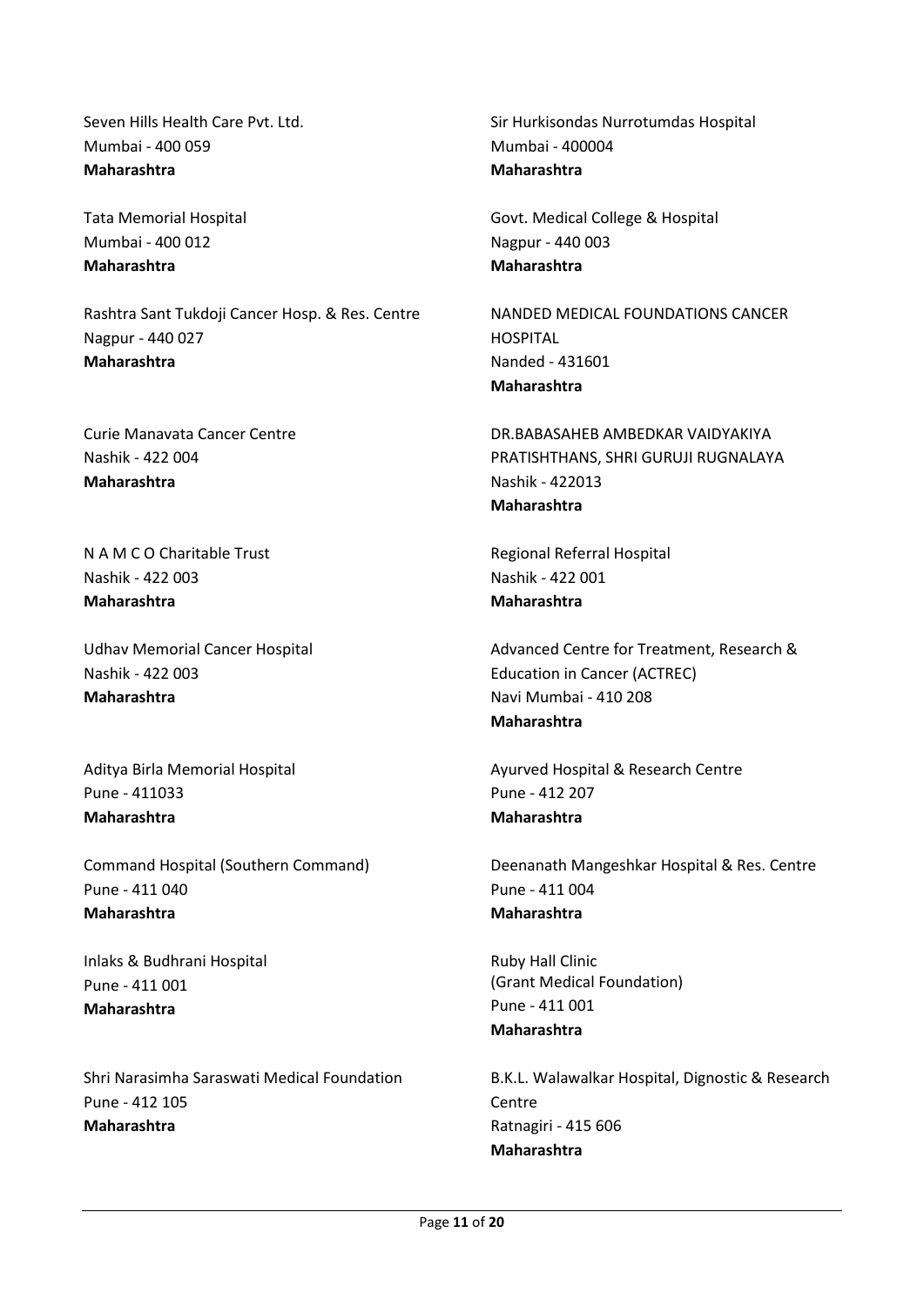Seven Hills Health Care Pvt. Ltd.
Mumbai - 400 059
**Maharashtra**

Sir Hurkisondas Nurrotumdas Hospital
Mumbai - 400004
**Maharashtra**

Tata Memorial Hospital
Mumbai - 400 012
**Maharashtra**

Govt. Medical College & Hospital
Nagpur - 440 003
**Maharashtra**

Rashtra Sant Tukdoji Cancer Hosp. & Res. Centre
Nagpur - 440 027
**Maharashtra**

NANDED MEDICAL FOUNDATIONS CANCER HOSPITAL
Nanded - 431601
**Maharashtra**

Curie Manavata Cancer Centre
Nashik - 422 004
**Maharashtra**

DR.BABASAHEB AMBEDKAR VAIDYAKIYA PRATISHTHANS, SHRI GURUJI RUGNALAYA
Nashik - 422013
**Maharashtra**

N A M C O Charitable Trust
Nashik - 422 003
**Maharashtra**

Regional Referral Hospital
Nashik - 422 001
**Maharashtra**

Udhav Memorial Cancer Hospital
Nashik - 422 003
**Maharashtra**

Advanced Centre for Treatment, Research & Education in Cancer (ACTREC)
Navi Mumbai - 410 208
**Maharashtra**

Aditya Birla Memorial Hospital
Pune - 411033
**Maharashtra**

Ayurved Hospital & Research Centre
Pune - 412 207
**Maharashtra**

Command Hospital (Southern Command)
Pune - 411 040
**Maharashtra**

Deenanath Mangeshkar Hospital & Res. Centre
Pune - 411 004
**Maharashtra**

Inlaks & Budhrani Hospital
Pune - 411 001
**Maharashtra**

Ruby Hall Clinic
(Grant Medical Foundation)
Pune - 411 001
**Maharashtra**

Shri Narasimha Saraswati Medical Foundation
Pune - 412 105
**Maharashtra**

B.K.L. Walawalkar Hospital, Dignostic & Research Centre
Ratnagiri - 415 606
**Maharashtra**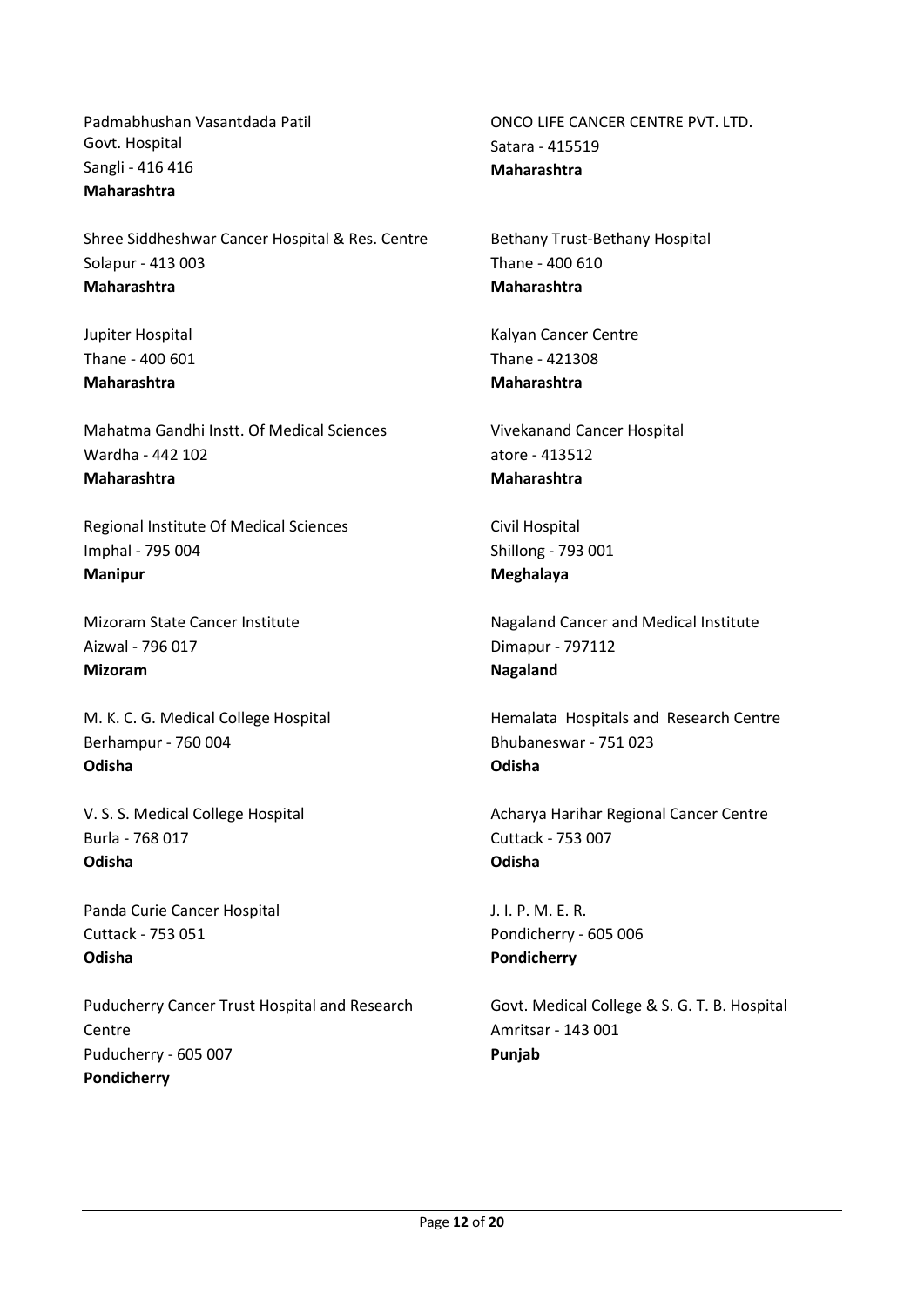Padmabhushan Vasantdada Patil
Govt. Hospital
Sangli - 416 416
**Maharashtra**

Shree Siddheshwar Cancer Hospital & Res. Centre
Solapur - 413 003
**Maharashtra**

Jupiter Hospital
Thane - 400 601
**Maharashtra**

Mahatma Gandhi Instt. Of Medical Sciences
Wardha - 442 102
**Maharashtra**

Regional Institute Of Medical Sciences
Imphal - 795 004
**Manipur**

Mizoram State Cancer Institute
Aizwal - 796 017
**Mizoram**

M. K. C. G. Medical College Hospital
Berhampur - 760 004
**Odisha**

V. S. S. Medical College Hospital
Burla - 768 017
**Odisha**

Panda Curie Cancer Hospital
Cuttack - 753 051
**Odisha**

Puducherry Cancer Trust Hospital and Research Centre
Puducherry - 605 007
**Pondicherry**

ONCO LIFE CANCER CENTRE PVT. LTD.
Satara - 415519
**Maharashtra**

Bethany Trust-Bethany Hospital
Thane - 400 610
**Maharashtra**

Kalyan Cancer Centre
Thane - 421308
**Maharashtra**

Vivekanand Cancer Hospital
atore - 413512
**Maharashtra**

Civil Hospital
Shillong - 793 001
**Meghalaya**

Nagaland Cancer and Medical Institute
Dimapur - 797112
**Nagaland**

Hemalata Hospitals and Research Centre
Bhubaneswar - 751 023
**Odisha**

Acharya Harihar Regional Cancer Centre
Cuttack - 753 007
**Odisha**

J. I. P. M. E. R.
Pondicherry - 605 006
**Pondicherry**

Govt. Medical College & S. G. T. B. Hospital
Amritsar - 143 001
**Punjab**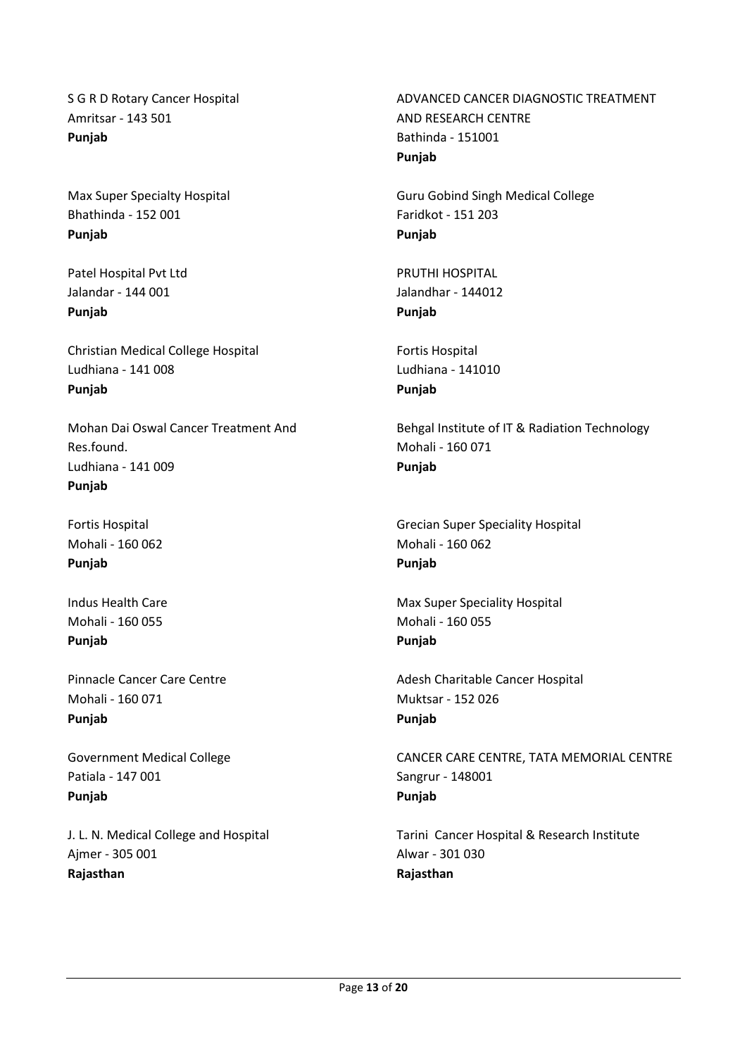S G R D Rotary Cancer Hospital
Amritsar - 143 501
**Punjab**

ADVANCED CANCER DIAGNOSTIC TREATMENT AND RESEARCH CENTRE
Bathinda - 151001
**Punjab**

Max Super Specialty Hospital
Bhathinda - 152 001
**Punjab**

Guru Gobind Singh Medical College
Faridkot - 151 203
**Punjab**

Patel Hospital Pvt Ltd
Jalandar - 144 001
**Punjab**

PRUTHI HOSPITAL
Jalandhar - 144012
**Punjab**

Christian Medical College Hospital
Ludhiana - 141 008
**Punjab**

Fortis Hospital
Ludhiana - 141010
**Punjab**

Mohan Dai Oswal Cancer Treatment And Res.found.
Ludhiana - 141 009
**Punjab**

Behgal Institute of IT & Radiation Technology
Mohali - 160 071
**Punjab**

Fortis Hospital
Mohali - 160 062
**Punjab**

Grecian Super Speciality Hospital
Mohali - 160 062
**Punjab**

Indus Health Care
Mohali - 160 055
**Punjab**

Max Super Speciality Hospital
Mohali - 160 055
**Punjab**

Pinnacle Cancer Care Centre
Mohali - 160 071
**Punjab**

Adesh Charitable Cancer Hospital
Muktsar - 152 026
**Punjab**

Government Medical College
Patiala - 147 001
**Punjab**

CANCER CARE CENTRE, TATA MEMORIAL CENTRE
Sangrur - 148001
**Punjab**

J. L. N. Medical College and Hospital
Ajmer - 305 001
**Rajasthan**

Tarini Cancer Hospital & Research Institute
Alwar - 301 030
**Rajasthan**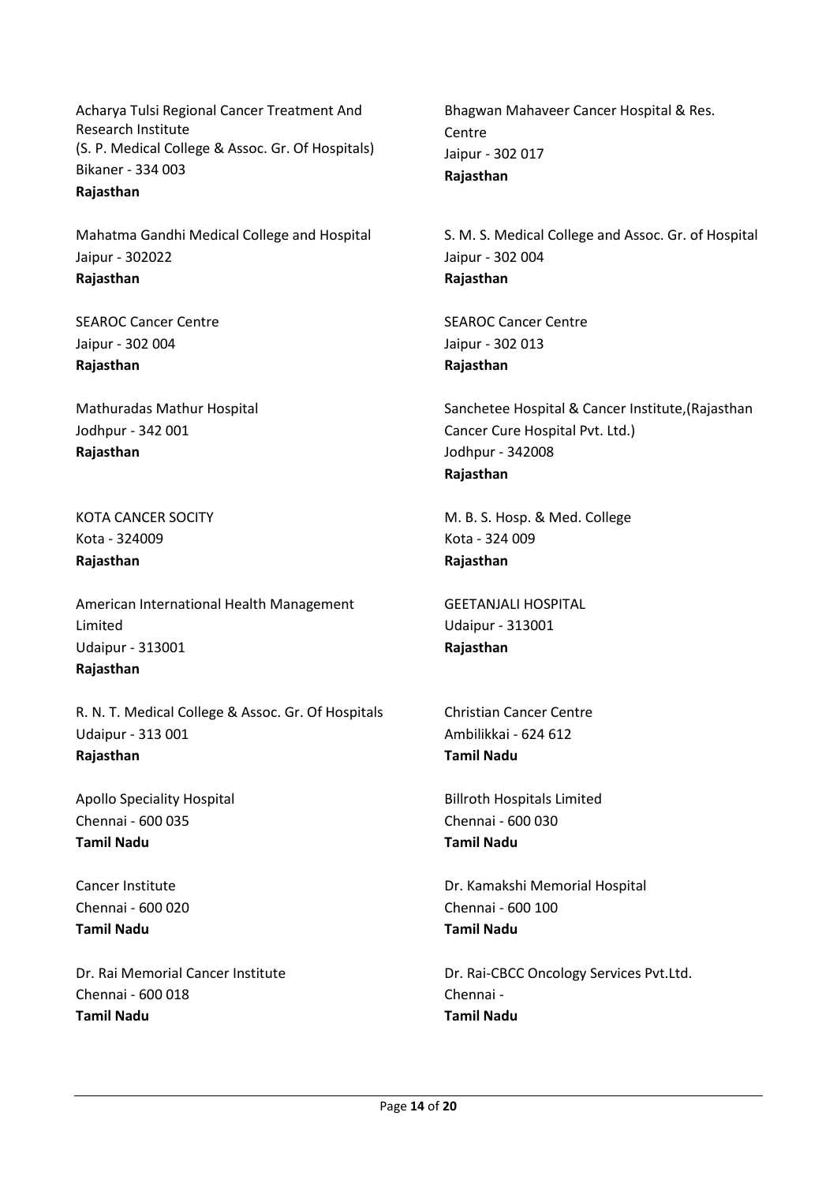Acharya Tulsi Regional Cancer Treatment And Research Institute
(S. P. Medical College & Assoc. Gr. Of Hospitals)
Bikaner - 334 003
**Rajasthan**

Bhagwan Mahaveer Cancer Hospital & Res. Centre
Jaipur - 302 017
**Rajasthan**

Mahatma Gandhi Medical College and Hospital
Jaipur - 302022
**Rajasthan**

S. M. S. Medical College and Assoc. Gr. of Hospital
Jaipur - 302 004
**Rajasthan**

SEAROC Cancer Centre
Jaipur - 302 004
**Rajasthan**

SEAROC Cancer Centre
Jaipur - 302 013
**Rajasthan**

Mathuradas Mathur Hospital
Jodhpur - 342 001
**Rajasthan**

Sanchetee Hospital & Cancer Institute,(Rajasthan Cancer Cure Hospital Pvt. Ltd.)
Jodhpur - 342008
**Rajasthan**

KOTA CANCER SOCITY
Kota - 324009
**Rajasthan**

M. B. S. Hosp. & Med. College
Kota - 324 009
**Rajasthan**

American International Health Management Limited
Udaipur - 313001
**Rajasthan**

GEETANJALI HOSPITAL
Udaipur - 313001
**Rajasthan**

R. N. T. Medical College & Assoc. Gr. Of Hospitals
Udaipur - 313 001
**Rajasthan**

Christian Cancer Centre
Ambilikkai - 624 612
**Tamil Nadu**

Apollo Speciality Hospital
Chennai - 600 035
**Tamil Nadu**

Billroth Hospitals Limited
Chennai - 600 030
**Tamil Nadu**

Cancer Institute
Chennai - 600 020
**Tamil Nadu**

Dr. Kamakshi Memorial Hospital
Chennai - 600 100
**Tamil Nadu**

Dr. Rai Memorial Cancer Institute
Chennai - 600 018
**Tamil Nadu**

Dr. Rai-CBCC Oncology Services Pvt.Ltd.
Chennai -
**Tamil Nadu**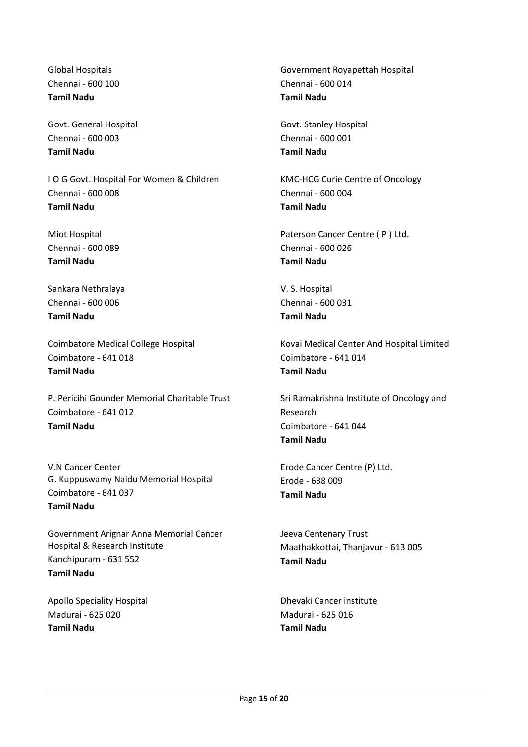Global Hospitals
Chennai - 600 100
**Tamil Nadu**

Government Royapettah Hospital
Chennai - 600 014
**Tamil Nadu**

Govt. General Hospital
Chennai - 600 003
**Tamil Nadu**

Govt. Stanley Hospital
Chennai - 600 001
**Tamil Nadu**

I O G Govt. Hospital For Women & Children
Chennai - 600 008
**Tamil Nadu**

KMC-HCG Curie Centre of Oncology
Chennai - 600 004
**Tamil Nadu**

Miot Hospital
Chennai - 600 089
**Tamil Nadu**

Paterson Cancer Centre ( P ) Ltd.
Chennai - 600 026
**Tamil Nadu**

Sankara Nethralaya
Chennai - 600 006
**Tamil Nadu**

V. S. Hospital
Chennai - 600 031
**Tamil Nadu**

Coimbatore Medical College Hospital
Coimbatore - 641 018
**Tamil Nadu**

Kovai Medical Center And Hospital Limited
Coimbatore - 641 014
**Tamil Nadu**

P. Pericihi Gounder Memorial Charitable Trust
Coimbatore - 641 012
**Tamil Nadu**

Sri Ramakrishna Institute of Oncology and Research
Coimbatore - 641 044
**Tamil Nadu**

V.N Cancer Center
G. Kuppuswamy Naidu Memorial Hospital
Coimbatore - 641 037
**Tamil Nadu**

Erode Cancer Centre (P) Ltd.
Erode - 638 009
**Tamil Nadu**

Government Arignar Anna Memorial Cancer Hospital & Research Institute
Kanchipuram - 631 552
**Tamil Nadu**

Jeeva Centenary Trust
Maathakkottai, Thanjavur - 613 005
**Tamil Nadu**

Apollo Speciality Hospital
Madurai - 625 020
**Tamil Nadu**

Dhevaki Cancer institute
Madurai - 625 016
**Tamil Nadu**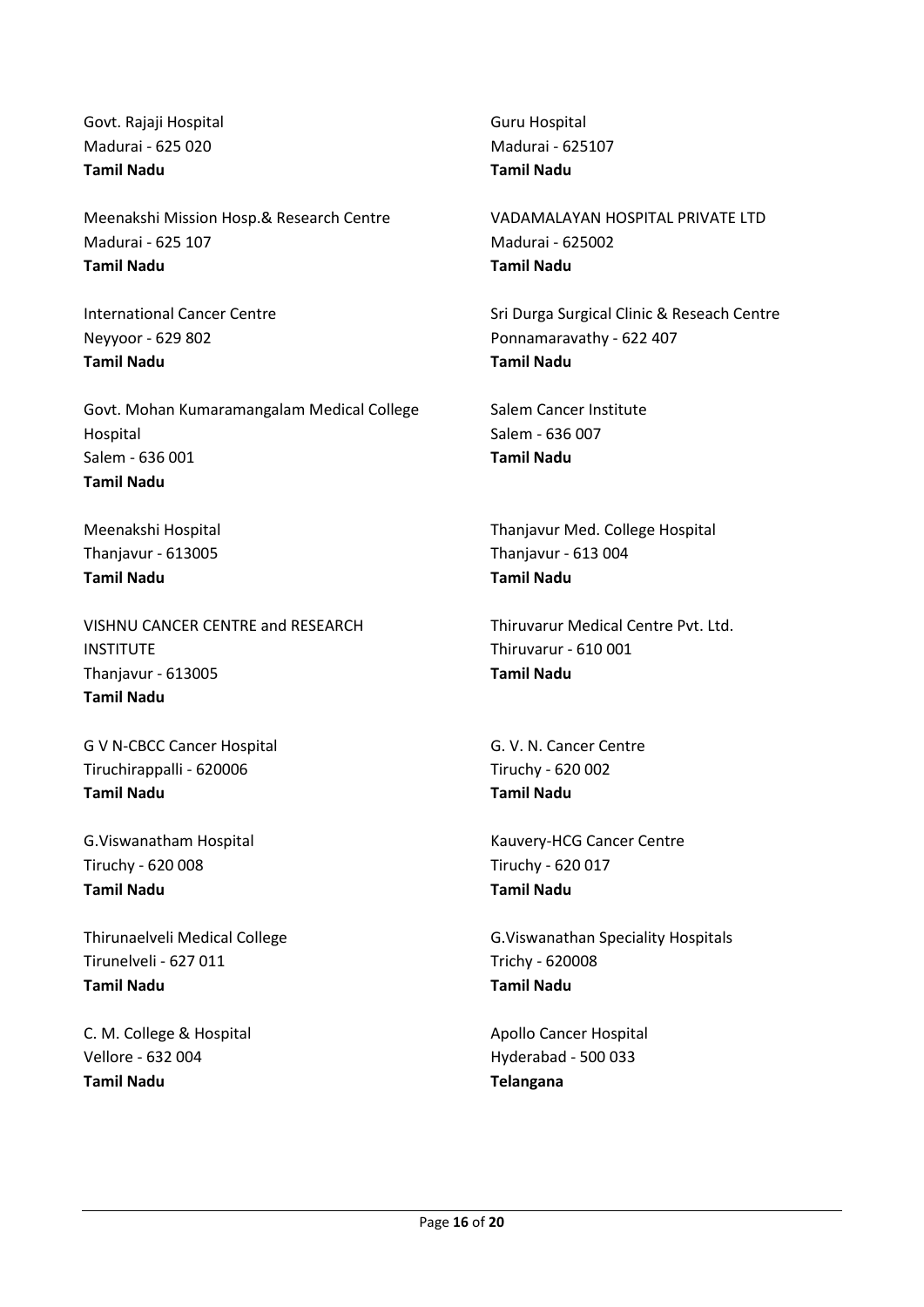Govt. Rajaji Hospital
Madurai - 625 020
**Tamil Nadu**

Guru Hospital
Madurai - 625107
**Tamil Nadu**

Meenakshi Mission Hosp.& Research Centre
Madurai - 625 107
**Tamil Nadu**

VADAMALAYAN HOSPITAL PRIVATE LTD
Madurai - 625002
**Tamil Nadu**

International Cancer Centre
Neyyoor - 629 802
**Tamil Nadu**

Sri Durga Surgical Clinic & Reseach Centre
Ponnamaravathy - 622 407
**Tamil Nadu**

Govt. Mohan Kumaramangalam Medical College Hospital
Salem - 636 001
**Tamil Nadu**

Salem Cancer Institute
Salem - 636 007
**Tamil Nadu**

Meenakshi Hospital
Thanjavur - 613005
**Tamil Nadu**

Thanjavur Med. College Hospital
Thanjavur - 613 004
**Tamil Nadu**

VISHNU CANCER CENTRE and RESEARCH INSTITUTE
Thanjavur - 613005
**Tamil Nadu**

Thiruvarur Medical Centre Pvt. Ltd.
Thiruvarur - 610 001
**Tamil Nadu**

G V N-CBCC Cancer Hospital
Tiruchirappalli - 620006
**Tamil Nadu**

G. V. N. Cancer Centre
Tiruchy - 620 002
**Tamil Nadu**

G.Viswanatham Hospital
Tiruchy - 620 008
**Tamil Nadu**

Kauvery-HCG Cancer Centre
Tiruchy - 620 017
**Tamil Nadu**

Thirunaelveli Medical College
Tirunelveli - 627 011
**Tamil Nadu**

G.Viswanathan Speciality Hospitals
Trichy - 620008
**Tamil Nadu**

C. M. College & Hospital
Vellore - 632 004
**Tamil Nadu**

Apollo Cancer Hospital
Hyderabad - 500 033
**Telangana**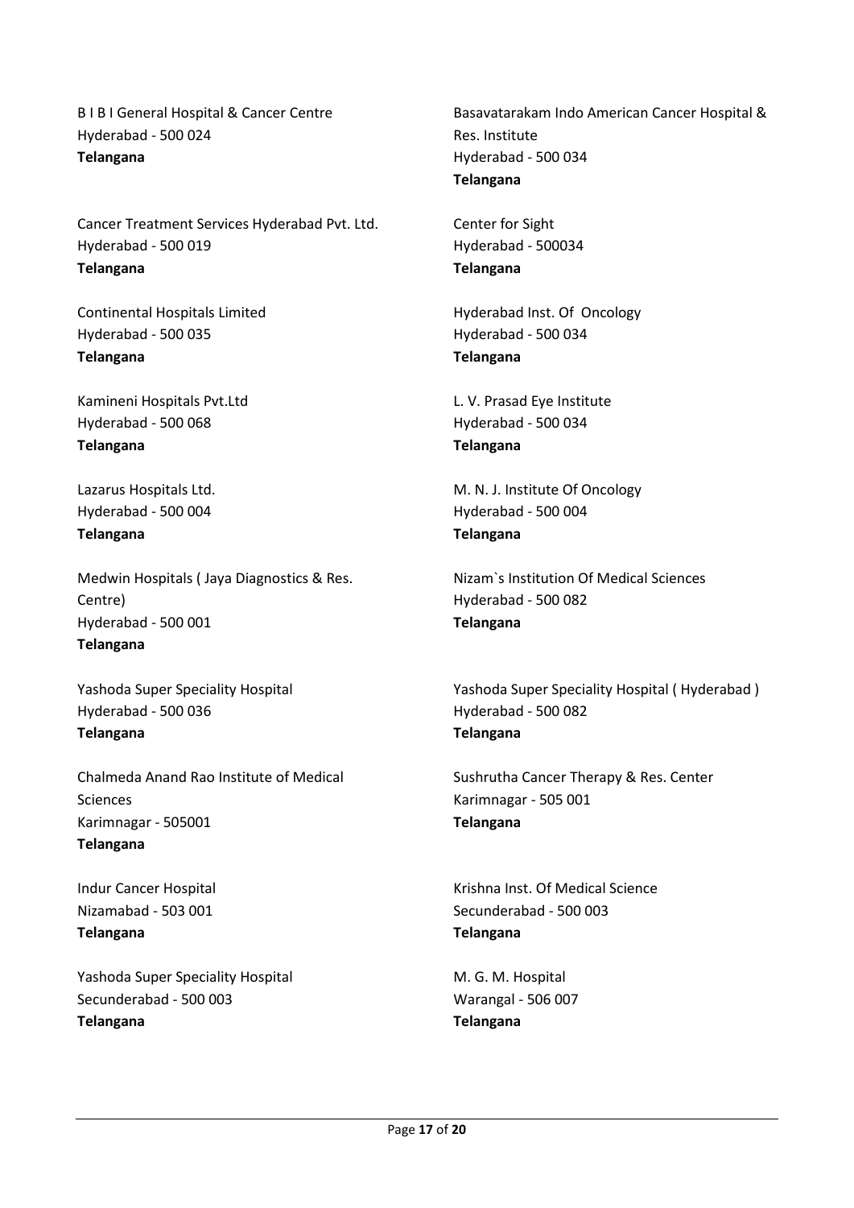B I B I General Hospital & Cancer Centre
Hyderabad - 500 024
**Telangana**

Basavatarakam Indo American Cancer Hospital & Res. Institute
Hyderabad - 500 034
**Telangana**

Cancer Treatment Services Hyderabad Pvt. Ltd.
Hyderabad - 500 019
**Telangana**

Center for Sight
Hyderabad - 500034
**Telangana**

Continental Hospitals Limited
Hyderabad - 500 035
**Telangana**

Hyderabad Inst. Of Oncology
Hyderabad - 500 034
**Telangana**

Kamineni Hospitals Pvt.Ltd
Hyderabad - 500 068
**Telangana**

L. V. Prasad Eye Institute
Hyderabad - 500 034
**Telangana**

Lazarus Hospitals Ltd.
Hyderabad - 500 004
**Telangana**

M. N. J. Institute Of Oncology
Hyderabad - 500 004
**Telangana**

Medwin Hospitals ( Jaya Diagnostics & Res. Centre)
Hyderabad - 500 001
**Telangana**

Nizam`s Institution Of Medical Sciences
Hyderabad - 500 082
**Telangana**

Yashoda Super Speciality Hospital
Hyderabad - 500 036
**Telangana**

Yashoda Super Speciality Hospital ( Hyderabad )
Hyderabad - 500 082
**Telangana**

Chalmeda Anand Rao Institute of Medical Sciences
Karimnagar - 505001
**Telangana**

Sushrutha Cancer Therapy & Res. Center
Karimnagar - 505 001
**Telangana**

Indur Cancer Hospital
Nizamabad - 503 001
**Telangana**

Krishna Inst. Of Medical Science
Secunderabad - 500 003
**Telangana**

Yashoda Super Speciality Hospital
Secunderabad - 500 003
**Telangana**

M. G. M. Hospital
Warangal - 506 007
**Telangana**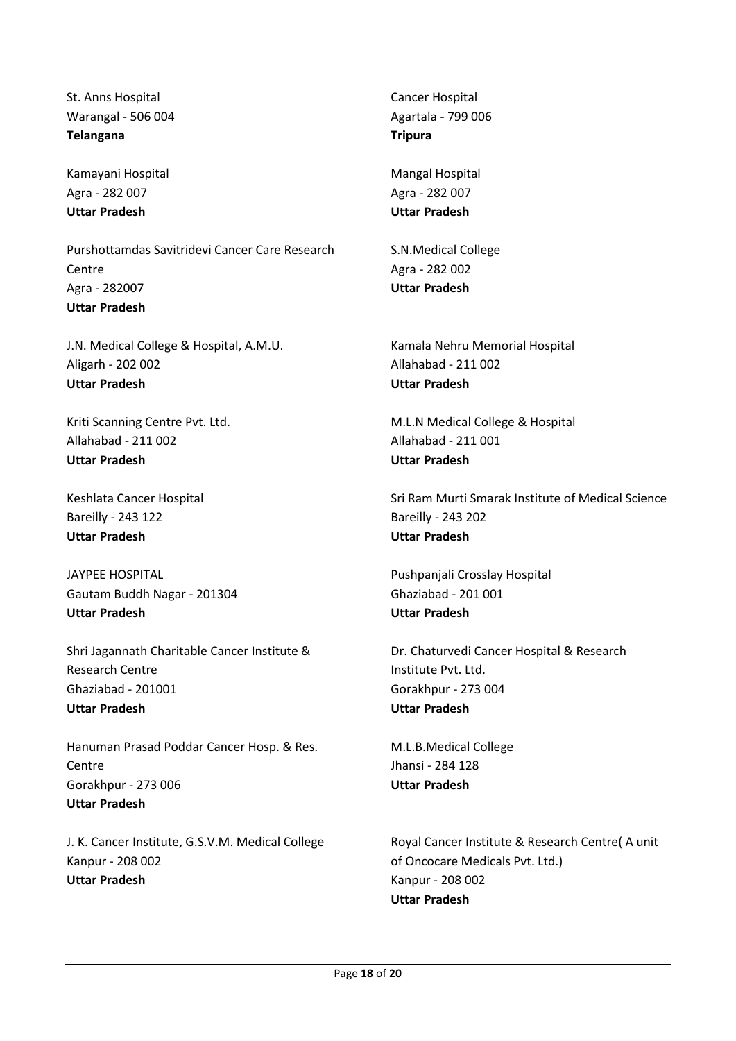St. Anns Hospital
Warangal - 506 004
**Telangana**

Cancer Hospital
Agartala - 799 006
**Tripura**

Kamayani Hospital
Agra - 282 007
**Uttar Pradesh**

Mangal Hospital
Agra - 282 007
**Uttar Pradesh**

Purshottamdas Savitridevi Cancer Care Research Centre
Agra - 282007
**Uttar Pradesh**

S.N.Medical College
Agra - 282 002
**Uttar Pradesh**

J.N. Medical College & Hospital, A.M.U.
Aligarh - 202 002
**Uttar Pradesh**

Kamala Nehru Memorial Hospital
Allahabad - 211 002
**Uttar Pradesh**

Kriti Scanning Centre Pvt. Ltd.
Allahabad - 211 002
**Uttar Pradesh**

M.L.N Medical College & Hospital
Allahabad - 211 001
**Uttar Pradesh**

Keshlata Cancer Hospital
Bareilly - 243 122
**Uttar Pradesh**

Sri Ram Murti Smarak Institute of Medical Science
Bareilly - 243 202
**Uttar Pradesh**

JAYPEE HOSPITAL
Gautam Buddh Nagar - 201304
**Uttar Pradesh**

Pushpanjali Crosslay Hospital
Ghaziabad - 201 001
**Uttar Pradesh**

Shri Jagannath Charitable Cancer Institute & Research Centre
Ghaziabad - 201001
**Uttar Pradesh**

Dr. Chaturvedi Cancer Hospital & Research Institute Pvt. Ltd.
Gorakhpur - 273 004
**Uttar Pradesh**

Hanuman Prasad Poddar Cancer Hosp. & Res. Centre
Gorakhpur - 273 006
**Uttar Pradesh**

M.L.B.Medical College
Jhansi - 284 128
**Uttar Pradesh**

J. K. Cancer Institute, G.S.V.M. Medical College
Kanpur - 208 002
**Uttar Pradesh**

Royal Cancer Institute & Research Centre( A unit of Oncocare Medicals Pvt. Ltd.)
Kanpur - 208 002
**Uttar Pradesh**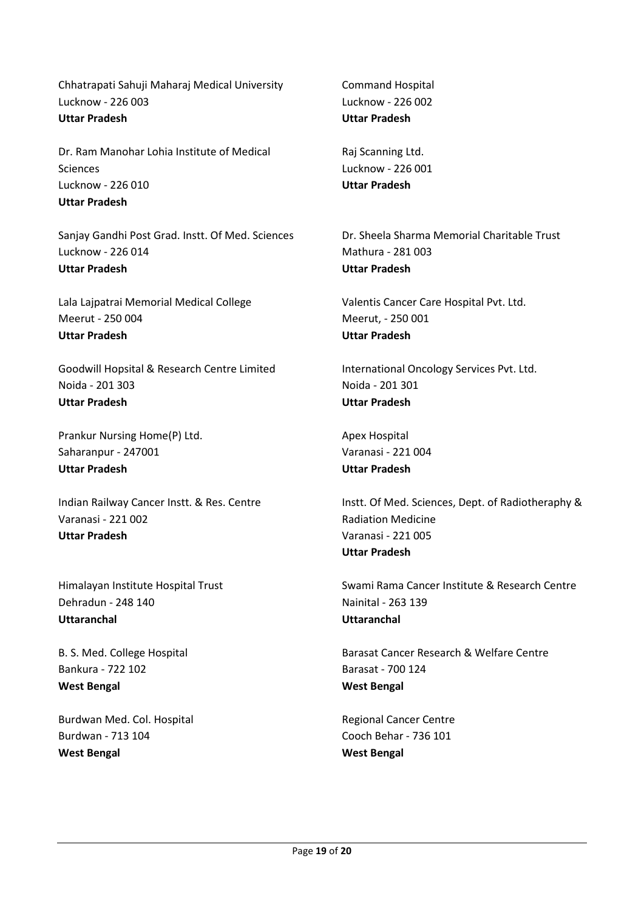Chhatrapati Sahuji Maharaj Medical University
Lucknow - 226 003
**Uttar Pradesh**

Command Hospital
Lucknow - 226 002
**Uttar Pradesh**

Dr. Ram Manohar Lohia Institute of Medical Sciences
Lucknow - 226 010
**Uttar Pradesh**

Raj Scanning Ltd.
Lucknow - 226 001
**Uttar Pradesh**

Sanjay Gandhi Post Grad. Instt. Of Med. Sciences
Lucknow - 226 014
**Uttar Pradesh**

Dr. Sheela Sharma Memorial Charitable Trust
Mathura - 281 003
**Uttar Pradesh**

Lala Lajpatrai Memorial Medical College
Meerut - 250 004
**Uttar Pradesh**

Valentis Cancer Care Hospital Pvt. Ltd.
Meerut, - 250 001
**Uttar Pradesh**

Goodwill Hopsital & Research Centre Limited
Noida - 201 303
**Uttar Pradesh**

International Oncology Services Pvt. Ltd.
Noida - 201 301
**Uttar Pradesh**

Prankur Nursing Home(P) Ltd.
Saharanpur - 247001
**Uttar Pradesh**

Apex Hospital
Varanasi - 221 004
**Uttar Pradesh**

Indian Railway Cancer Instt. & Res. Centre
Varanasi - 221 002
**Uttar Pradesh**

Instt. Of Med. Sciences, Dept. of Radiotheraphy & Radiation Medicine
Varanasi - 221 005
**Uttar Pradesh**

Himalayan Institute Hospital Trust
Dehradun - 248 140
**Uttaranchal**

Swami Rama Cancer Institute & Research Centre
Nainital - 263 139
**Uttaranchal**

B. S. Med. College Hospital
Bankura - 722 102
**West Bengal**

Barasat Cancer Research & Welfare Centre
Barasat - 700 124
**West Bengal**

Burdwan Med. Col. Hospital
Burdwan - 713 104
**West Bengal**

Regional Cancer Centre
Cooch Behar - 736 101
**West Bengal**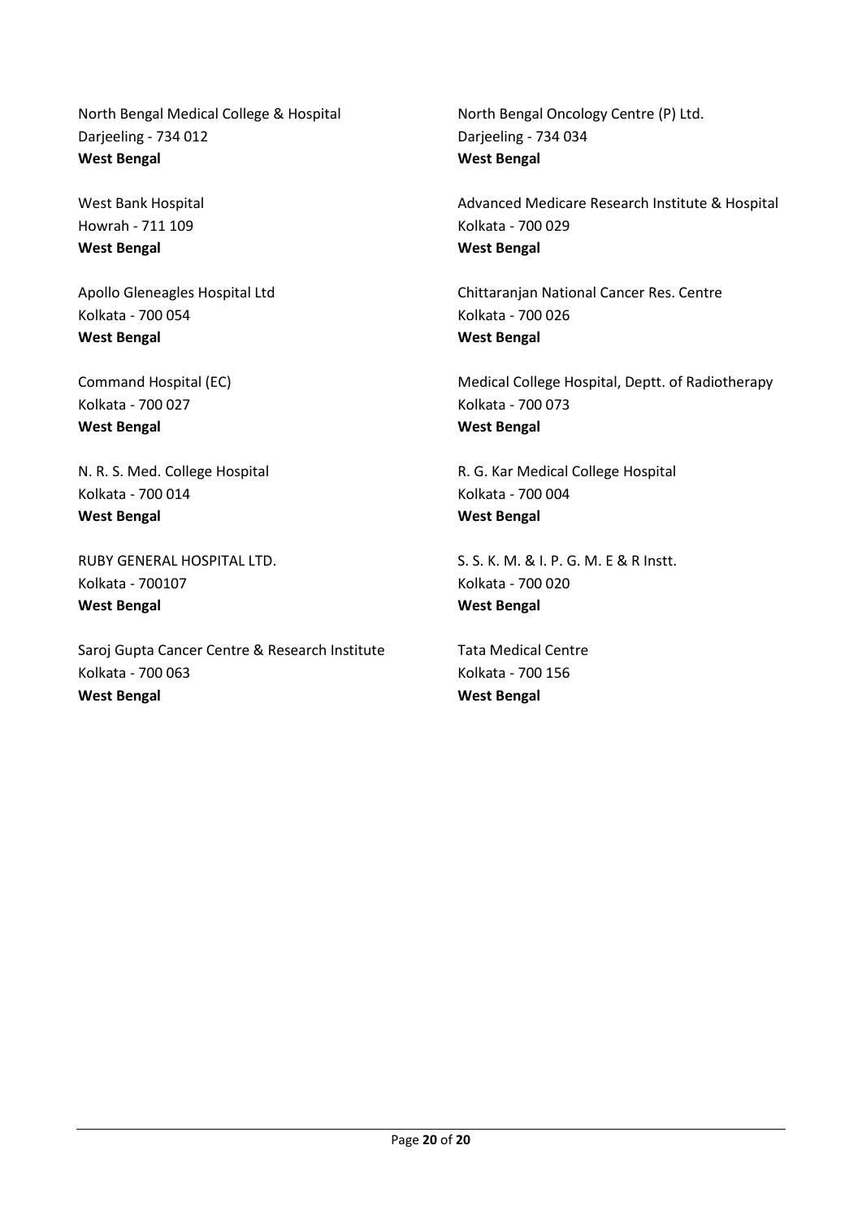North Bengal Medical College & Hospital
Darjeeling - 734 012
**West Bengal**

North Bengal Oncology Centre (P) Ltd.
Darjeeling - 734 034
**West Bengal**

West Bank Hospital
Howrah - 711 109
**West Bengal**

Advanced Medicare Research Institute & Hospital
Kolkata - 700 029
**West Bengal**

Apollo Gleneagles Hospital Ltd
Kolkata - 700 054
**West Bengal**

Chittaranjan National Cancer Res. Centre
Kolkata - 700 026
**West Bengal**

Command Hospital (EC)
Kolkata - 700 027
**West Bengal**

Medical College Hospital, Deptt. of Radiotherapy
Kolkata - 700 073
**West Bengal**

N. R. S. Med. College Hospital
Kolkata - 700 014
**West Bengal**

R. G. Kar Medical College Hospital
Kolkata - 700 004
**West Bengal**

RUBY GENERAL HOSPITAL LTD.
Kolkata - 700107
**West Bengal**

S. S. K. M. & I. P. G. M. E & R Instt.
Kolkata - 700 020
**West Bengal**

Saroj Gupta Cancer Centre & Research Institute
Kolkata - 700 063
**West Bengal**

Tata Medical Centre
Kolkata - 700 156
**West Bengal**